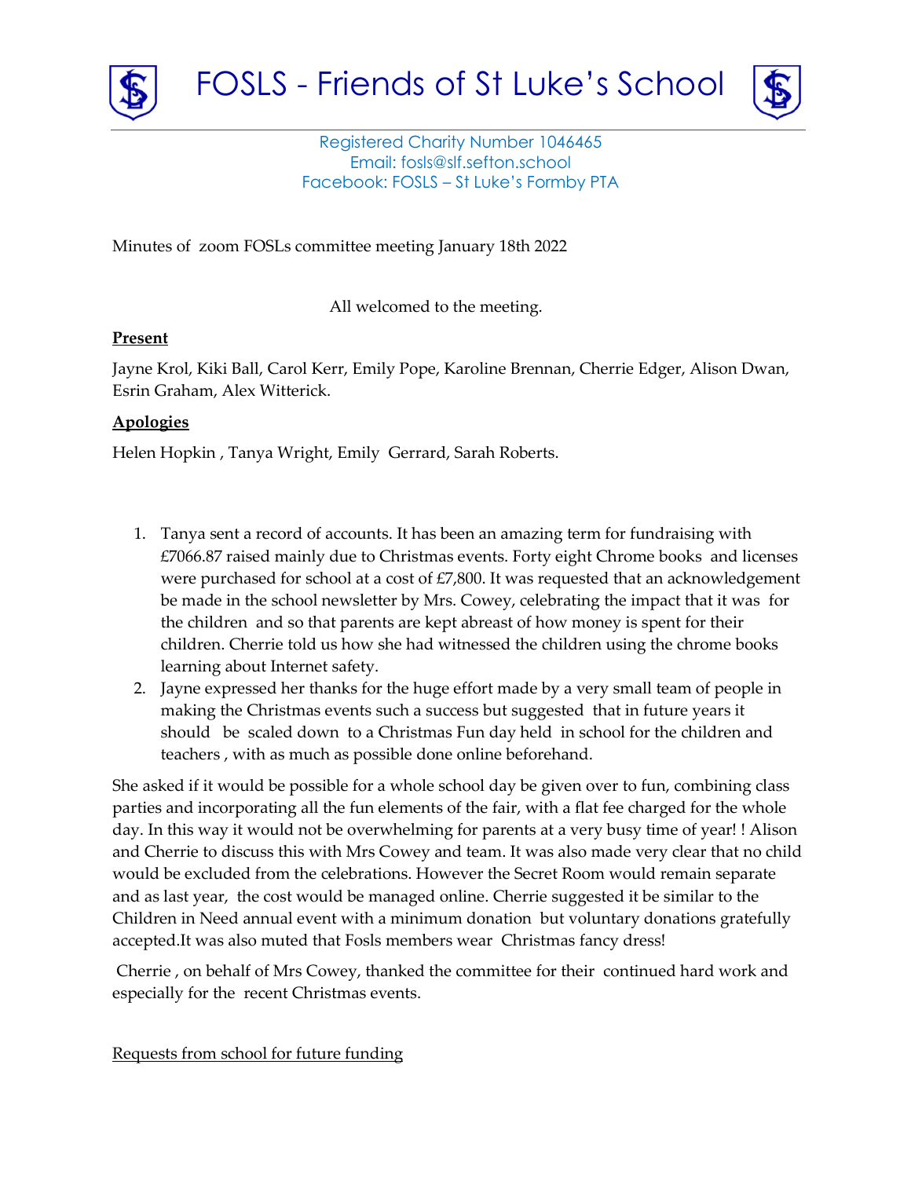# FOSLS - Friends of St Luke's School

Registered Charity Number 1046465
Email: fosls@slf.sefton.school
Facebook: FOSLS – St Luke's Formby PTA

Minutes of zoom FOSLs committee meeting January 18th 2022

All welcomed to the meeting.

**Present**

Jayne Krol, Kiki Ball, Carol Kerr, Emily Pope, Karoline Brennan, Cherrie Edger, Alison Dwan, Esrin Graham, Alex Witterick.

**Apologies**

Helen Hopkin , Tanya Wright, Emily Gerrard, Sarah Roberts.

1. Tanya sent a record of accounts. It has been an amazing term for fundraising with £7066.87 raised mainly due to Christmas events. Forty eight Chrome books and licenses were purchased for school at a cost of £7,800. It was requested that an acknowledgement be made in the school newsletter by Mrs. Cowey, celebrating the impact that it was for the children and so that parents are kept abreast of how money is spent for their children. Cherrie told us how she had witnessed the children using the chrome books learning about Internet safety.
2. Jayne expressed her thanks for the huge effort made by a very small team of people in making the Christmas events such a success but suggested that in future years it should be scaled down to a Christmas Fun day held in school for the children and teachers , with as much as possible done online beforehand.

She asked if it would be possible for a whole school day be given over to fun, combining class parties and incorporating all the fun elements of the fair, with a flat fee charged for the whole day. In this way it would not be overwhelming for parents at a very busy time of year! ! Alison and Cherrie to discuss this with Mrs Cowey and team. It was also made very clear that no child would be excluded from the celebrations. However the Secret Room would remain separate and as last year, the cost would be managed online. Cherrie suggested it be similar to the Children in Need annual event with a minimum donation but voluntary donations gratefully accepted.It was also muted that Fosls members wear Christmas fancy dress!

Cherrie , on behalf of Mrs Cowey, thanked the committee for their continued hard work and especially for the recent Christmas events.

<u>Requests from school for future funding</u>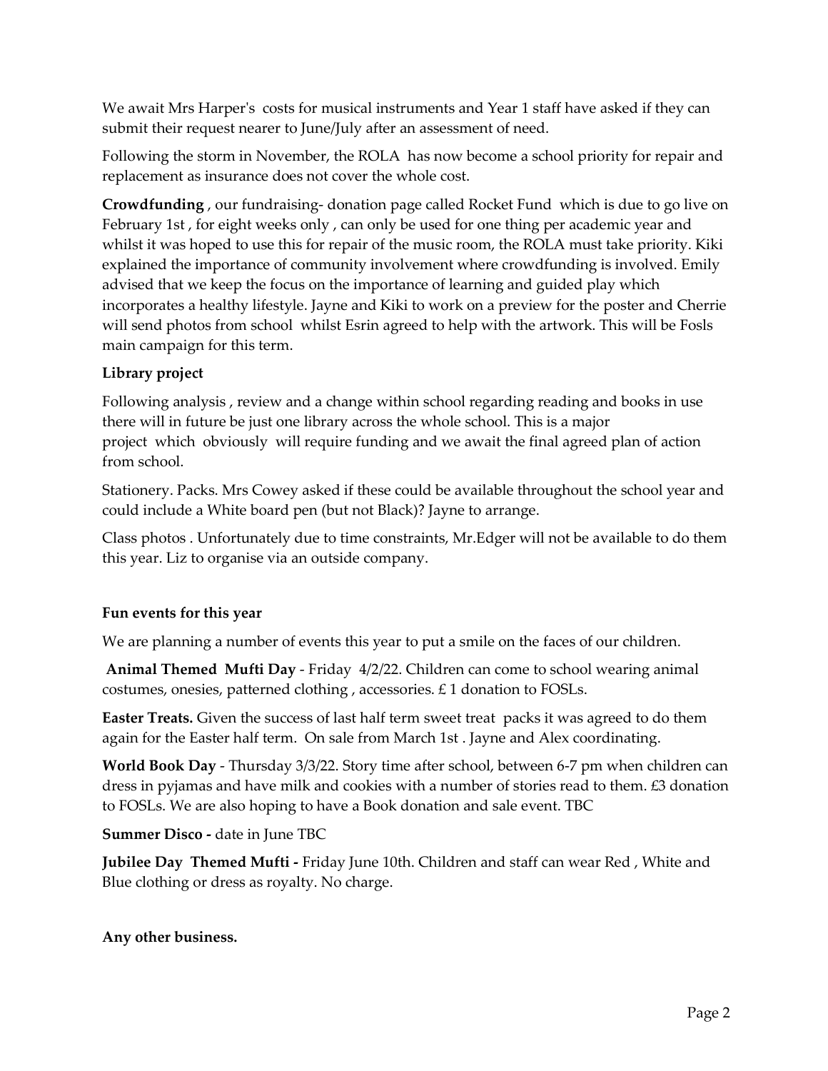We await Mrs Harper's costs for musical instruments and Year 1 staff have asked if they can submit their request nearer to June/July after an assessment of need.

Following the storm in November, the ROLA has now become a school priority for repair and replacement as insurance does not cover the whole cost.

**Crowdfunding** , our fundraising- donation page called Rocket Fund which is due to go live on February 1st , for eight weeks only , can only be used for one thing per academic year and whilst it was hoped to use this for repair of the music room, the ROLA must take priority. Kiki explained the importance of community involvement where crowdfunding is involved. Emily advised that we keep the focus on the importance of learning and guided play which incorporates a healthy lifestyle. Jayne and Kiki to work on a preview for the poster and Cherrie will send photos from school whilst Esrin agreed to help with the artwork. This will be Fosls main campaign for this term.

**Library project**

Following analysis , review and a change within school regarding reading and books in use there will in future be just one library across the whole school. This is a major project which obviously will require funding and we await the final agreed plan of action from school.

Stationery. Packs. Mrs Cowey asked if these could be available throughout the school year and could include a White board pen (but not Black)? Jayne to arrange.

Class photos . Unfortunately due to time constraints, Mr.Edger will not be available to do them this year. Liz to organise via an outside company.

**Fun events for this year**

We are planning a number of events this year to put a smile on the faces of our children.

**Animal Themed Mufti Day** - Friday 4/2/22. Children can come to school wearing animal costumes, onesies, patterned clothing , accessories. £ 1 donation to FOSLs.

**Easter Treats.** Given the success of last half term sweet treat packs it was agreed to do them again for the Easter half term. On sale from March 1st . Jayne and Alex coordinating.

**World Book Day** - Thursday 3/3/22. Story time after school, between 6-7 pm when children can dress in pyjamas and have milk and cookies with a number of stories read to them. £3 donation to FOSLs. We are also hoping to have a Book donation and sale event. TBC

**Summer Disco -** date in June TBC

**Jubilee Day Themed Mufti -** Friday June 10th. Children and staff can wear Red , White and Blue clothing or dress as royalty. No charge.

**Any other business.**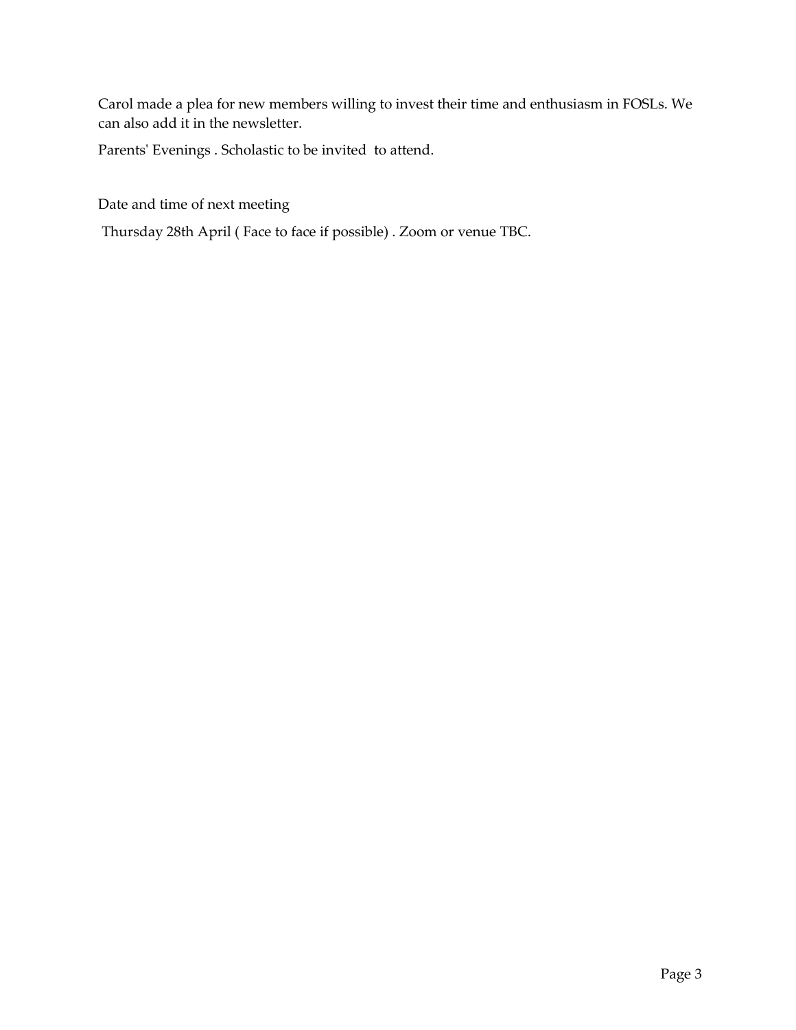Carol made a plea for new members willing to invest their time and enthusiasm in FOSLs. We can also add it in the newsletter.

Parents' Evenings . Scholastic to be invited to attend.

Date and time of next meeting

Thursday 28th April ( Face to face if possible) . Zoom or venue TBC.